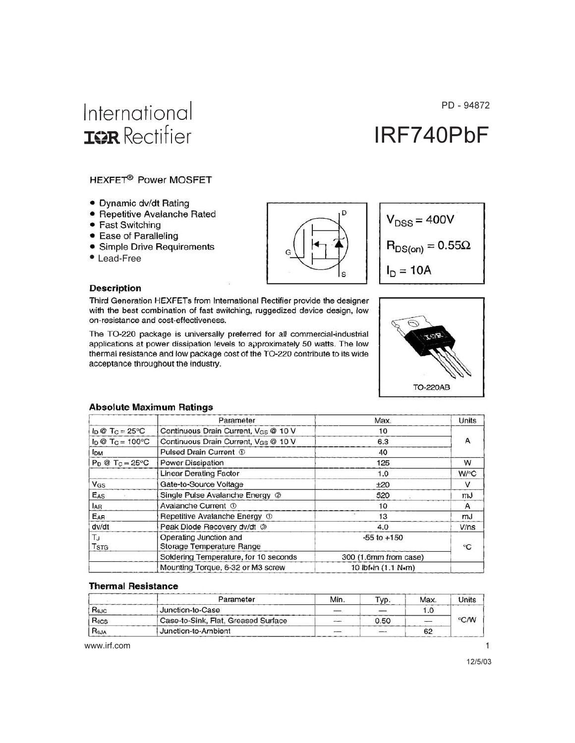International
IOR Rectifier

PD - 94872

# IRF740PbF

## HEXFET® Power MOSFET

- Dynamic dv/dt Rating
- Repetitive Avalanche Rated
- Fast Switching
- Ease of Paralleling
- Simple Drive Requirements
- Lead-Free

$V_{DSS} = 400V$

$R_{DS(on)} = 0.55\Omega$

$I_D = 10A$

### Description

Third Generation HEXFETs from International Rectifier provide the designer with the best combination of fast switching, ruggedized device design, low on-resistance and cost-effectiveness.

The TO-220 package is universally preferred for all commercial-industrial applications at power dissipation levels to approximately 50 watts. The low thermal resistance and low package cost of the TO-220 contribute to its wide acceptance throughout the industry.

TO-220AB

### Absolute Maximum Ratings

| | Parameter | Max. | Units |
|---|---|---|---|
| $I_D$ @ $T_C = 25°C$ | Continuous Drain Current, $V_{GS}$ @ 10 V | 10 | A |
| $I_D$ @ $T_C = 100°C$ | Continuous Drain Current, $V_{GS}$ @ 10 V | 6.3 | |
| $I_{DM}$ | Pulsed Drain Current ① | 40 | |
| $P_D$ @ $T_C = 25°C$ | Power Dissipation | 125 | W |
| | Linear Derating Factor | 1.0 | W/°C |
| $V_{GS}$ | Gate-to-Source Voltage | ±20 | V |
| $E_{AS}$ | Single Pulse Avalanche Energy ② | 520 | mJ |
| $I_{AR}$ | Avalanche Current ① | 10 | A |
| $E_{AR}$ | Repetitive Avalanche Energy ① | 13 | mJ |
| dv/dt | Peak Diode Recovery dv/dt ③ | 4.0 | V/ns |
| $T_J$ $T_{STG}$ | Operating Junction and Storage Temperature Range | -55 to +150 | °C |
| | Soldering Temperature, for 10 seconds | 300 (1.6mm from case) | |
| | Mounting Torque, 6-32 or M3 screw | 10 lbf•in (1.1 N•m) | |

### Thermal Resistance

| | Parameter | Min. | Typ. | Max. | Units |
|---|---|---|---|---|---|
| $R_{\theta JC}$ | Junction-to-Case | — | — | 1.0 | °C/W |
| $R_{\theta CS}$ | Case-to-Sink, Flat, Greased Surface | — | 0.50 | — | |
| $R_{\theta JA}$ | Junction-to-Ambient | — | — | 62 | |

www.irf.com

12/5/03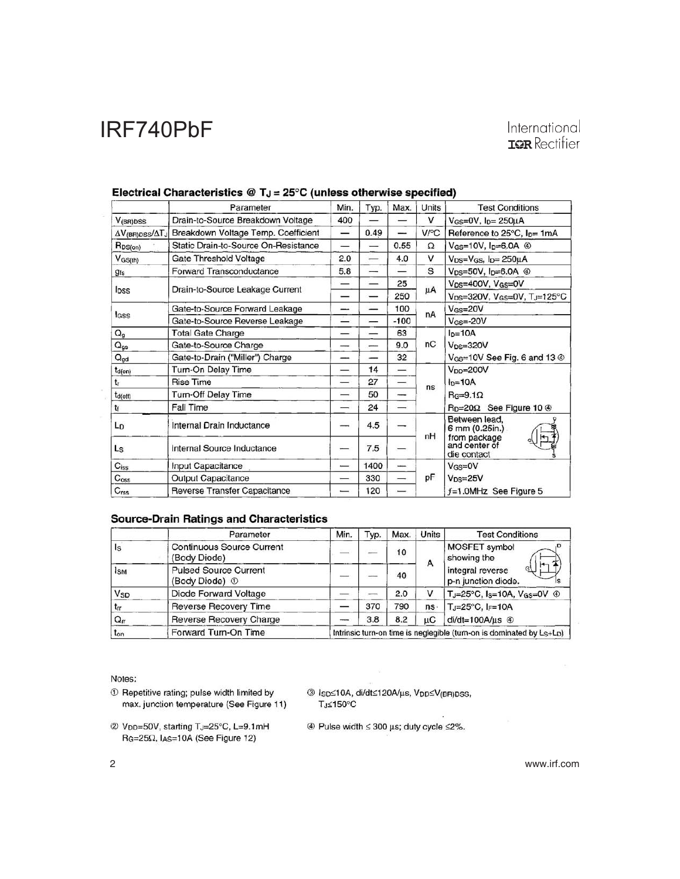## Electrical Characteristics @ $T_J$ = 25°C (unless otherwise specified)

| | Parameter | Min. | Typ. | Max. | Units | Test Conditions |
|---|---|---|---|---|---|---|
| $V_{(BR)DSS}$ | Drain-to-Source Breakdown Voltage | 400 | — | — | V | $V_{GS}$=0V, $I_D$= 250μA |
| $\Delta V_{(BR)DSS}/\Delta T_J$ | Breakdown Voltage Temp. Coefficient | — | 0.49 | — | V/°C | Reference to 25°C, $I_D$= 1mA |
| $R_{DS(on)}$ | Static Drain-to-Source On-Resistance | — | — | 0.55 | Ω | $V_{GS}$=10V, $I_D$=6.0A ④ |
| $V_{GS(th)}$ | Gate Threshold Voltage | 2.0 | — | 4.0 | V | $V_{DS}$=$V_{GS}$, $I_D$= 250μA |
| $g_{fs}$ | Forward Transconductance | 5.8 | — | — | S | $V_{DS}$=50V, $I_D$=6.0A ④ |
| $I_{DSS}$ | Drain-to-Source Leakage Current | — | — | 25 | μA | $V_{DS}$=400V, $V_{GS}$=0V |
| | | — | — | 250 | | $V_{DS}$=320V, $V_{GS}$=0V, $T_J$=125°C |
| $I_{GSS}$ | Gate-to-Source Forward Leakage | — | — | 100 | nA | $V_{GS}$=20V |
| | Gate-to-Source Reverse Leakage | — | — | -100 | | $V_{GS}$=-20V |
| $Q_g$ | Total Gate Charge | — | — | 63 | nC | $I_D$=10A |
| $Q_{gs}$ | Gate-to-Source Charge | — | — | 9.0 | | $V_{DS}$=320V |
| $Q_{gd}$ | Gate-to-Drain ("Miller") Charge | — | — | 32 | | $V_{GS}$=10V See Fig. 6 and 13 ④ |
| $t_{d(on)}$ | Turn-On Delay Time | — | 14 | — | ns | $V_{DD}$=200V |
| $t_r$ | Rise Time | — | 27 | — | | $I_D$=10A |
| $t_{d(off)}$ | Turn-Off Delay Time | — | 50 | — | | $R_G$=9.1Ω |
| $t_f$ | Fall Time | — | 24 | — | | $R_D$=20Ω See Figure 10 ④ |
| $L_D$ | Internal Drain Inductance | — | 4.5 | — | nH | Between lead, 6 mm (0.25in.) from package and center of die contact |
| $L_S$ | Internal Source Inductance | — | 7.5 | — | | |
| $C_{iss}$ | Input Capacitance | — | 1400 | — | pF | $V_{GS}$=0V |
| $C_{oss}$ | Output Capacitance | — | 330 | — | | $V_{DS}$=25V |
| $C_{rss}$ | Reverse Transfer Capacitance | — | 120 | — | | $f$=1.0MHz See Figure 5 |

## Source-Drain Ratings and Characteristics

| | Parameter | Min. | Typ. | Max. | Units | Test Conditions |
|---|---|---|---|---|---|---|
| $I_S$ | Continuous Source Current (Body Diode) | — | — | 10 | A | MOSFET symbol showing the integral reverse p-n junction diode. |
| $I_{SM}$ | Pulsed Source Current (Body Diode) ① | — | — | 40 | | |
| $V_{SD}$ | Diode Forward Voltage | — | — | 2.0 | V | $T_J$=25°C, $I_S$=10A, $V_{GS}$=0V ④ |
| $t_{rr}$ | Reverse Recovery Time | — | 370 | 790 | ns | $T_J$=25°C, $I_F$=10A |
| $Q_{rr}$ | Reverse Recovery Charge | — | 3.8 | 8.2 | μC | di/dt=100A/μs ④ |
| $t_{on}$ | Forward Turn-On Time | Intrinsic turn-on time is negligible (turn-on is dominated by $L_S$+$L_D$) | | | | |

Notes:

① Repetitive rating; pulse width limited by max. junction temperature (See Figure 11)

② $V_{DD}$=50V, starting $T_J$=25°C, L=9.1mH $R_G$=25Ω, $I_{AS}$=10A (See Figure 12)

③ $I_{SD}$≤10A, di/dt≤120A/μs, $V_{DD}$≤$V_{(BR)DSS}$, $T_J$≤150°C

④ Pulse width ≤ 300 μs; duty cycle ≤2%.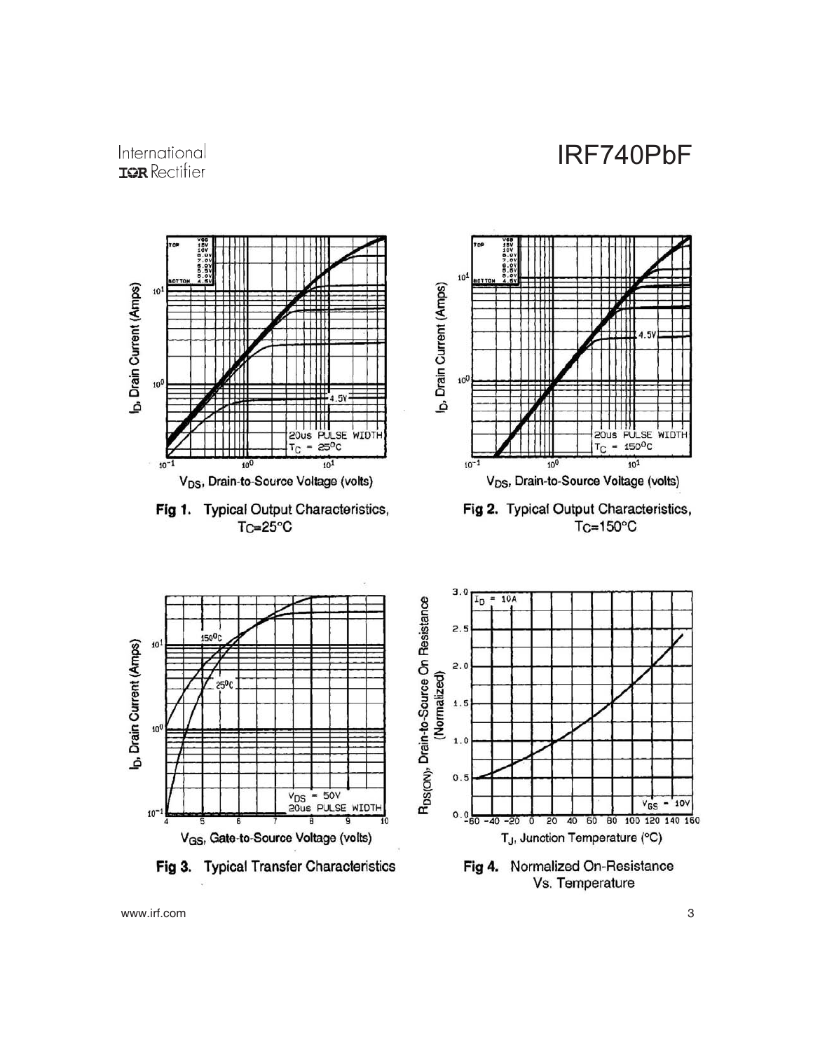Fig 1. Typical Output Characteristics, $T_C$=25°C

Fig 2. Typical Output Characteristics, $T_C$=150°C

Fig 3. Typical Transfer Characteristics

Fig 4. Normalized On-Resistance Vs. Temperature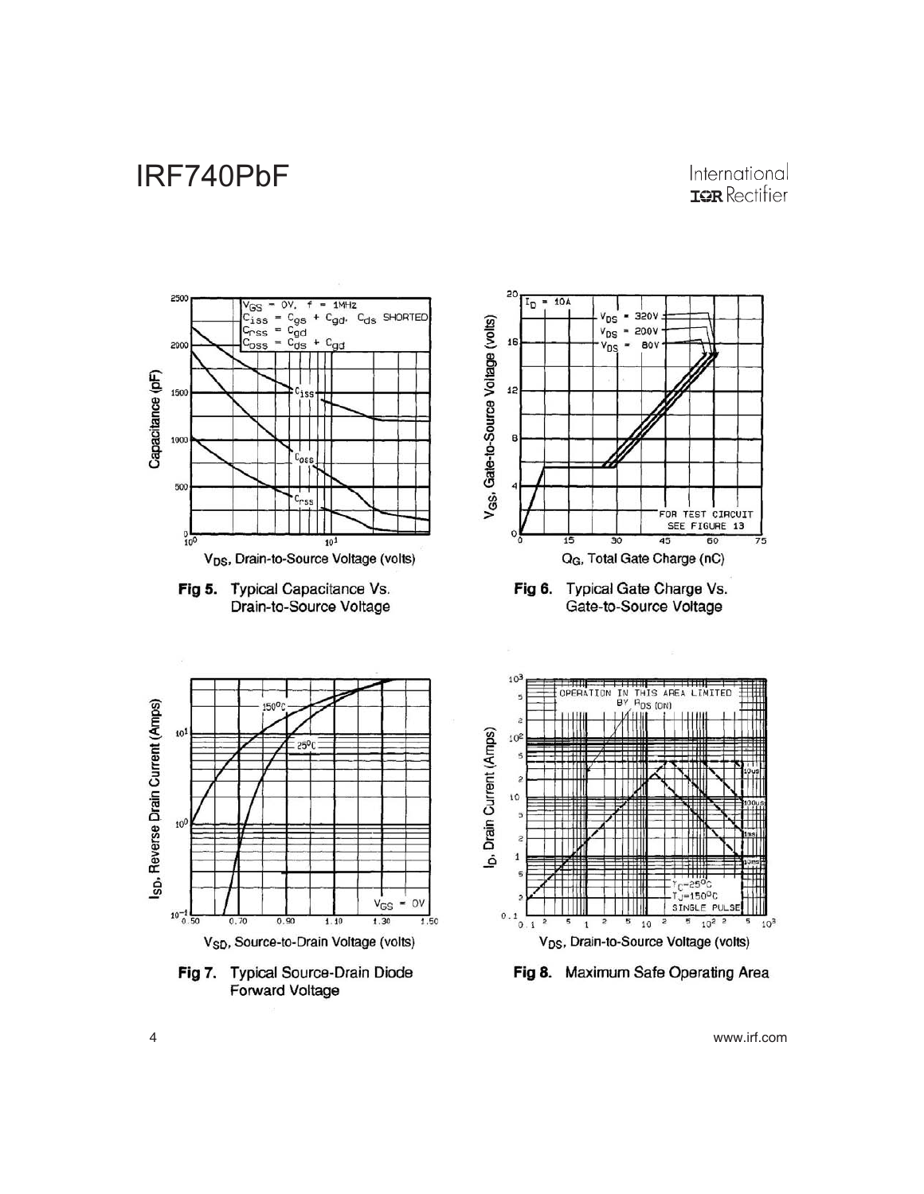Fig 5. Typical Capacitance Vs. Drain-to-Source Voltage

Fig 6. Typical Gate Charge Vs. Gate-to-Source Voltage

Fig 7. Typical Source-Drain Diode Forward Voltage

Fig 8. Maximum Safe Operating Area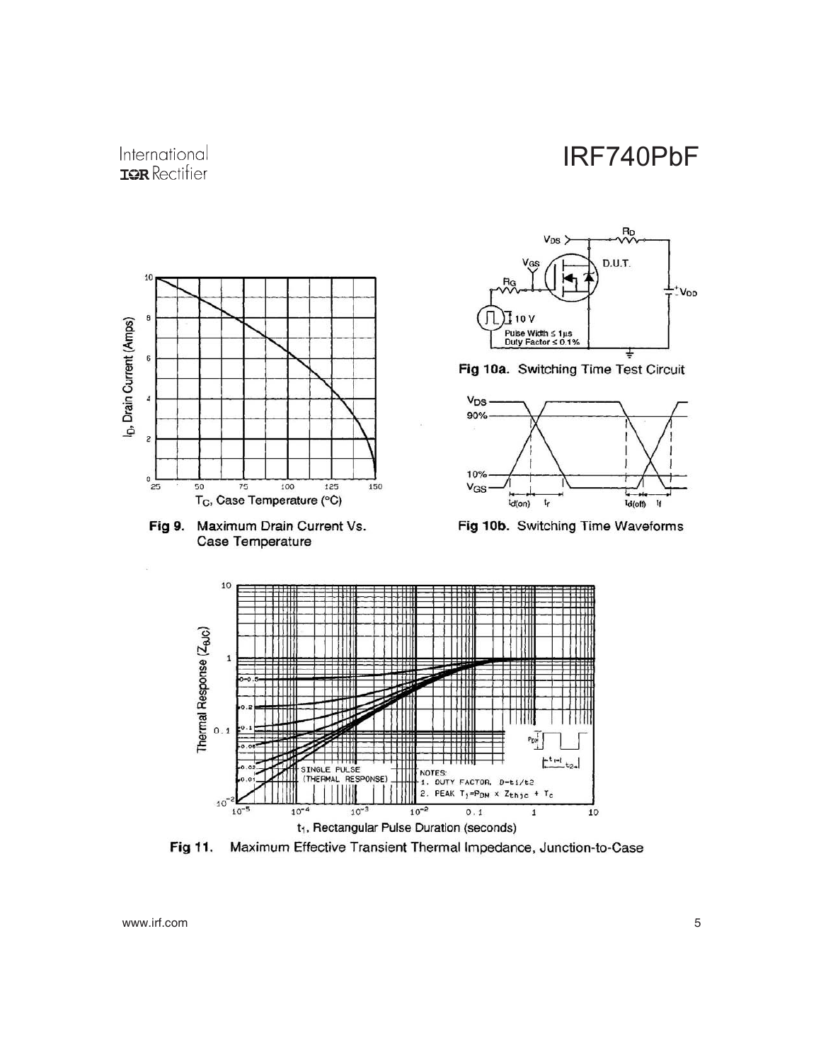Fig 9. Maximum Drain Current Vs. Case Temperature

Fig 10a. Switching Time Test Circuit

Fig 10b. Switching Time Waveforms

Fig 11. Maximum Effective Transient Thermal Impedance, Junction-to-Case

www.irf.com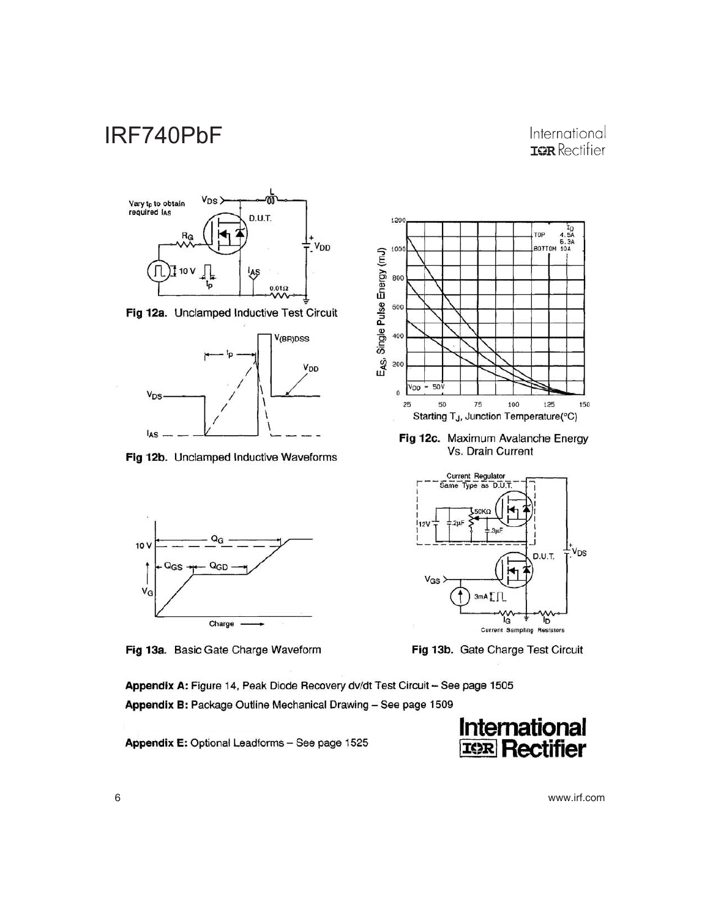Fig 12a. Unclamped Inductive Test Circuit

Fig 12b. Unclamped Inductive Waveforms

Fig 12c. Maximum Avalanche Energy Vs. Drain Current

Fig 13a. Basic Gate Charge Waveform

Fig 13b. Gate Charge Test Circuit

**Appendix A:** Figure 14, Peak Diode Recovery dv/dt Test Circuit – See page 1505

**Appendix B:** Package Outline Mechanical Drawing – See page 1509

**Appendix E:** Optional Leadforms – See page 1525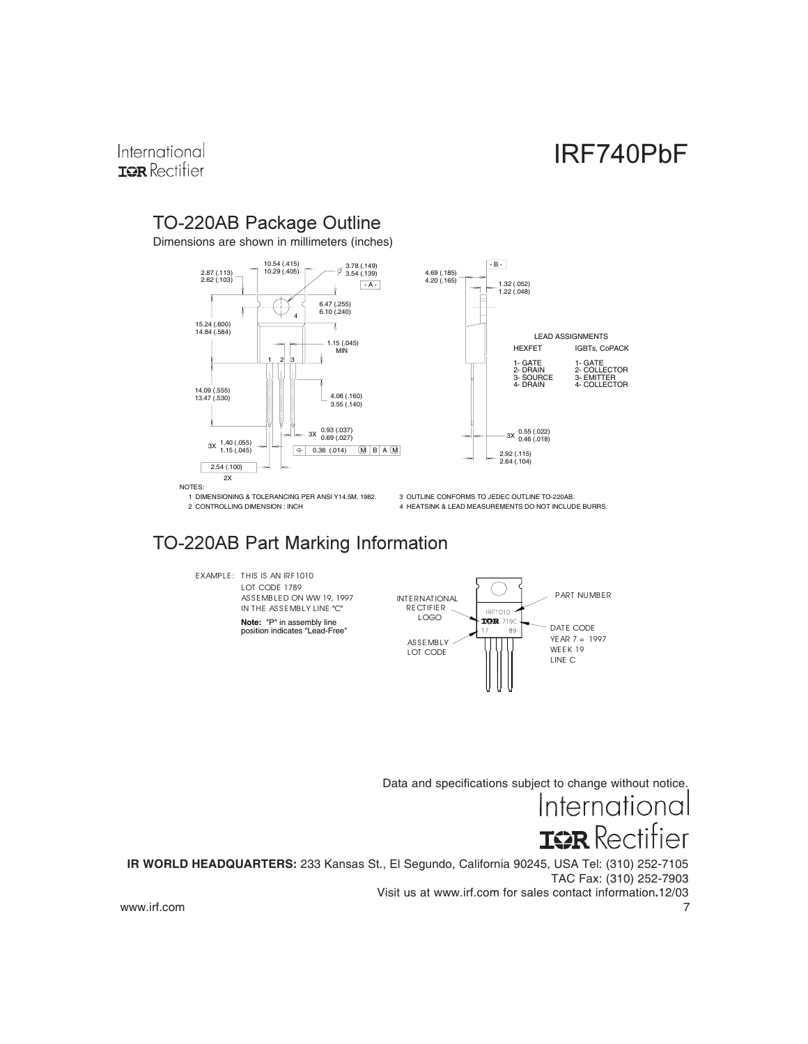## TO-220AB Package Outline

Dimensions are shown in millimeters (inches)

10.54 (.415)
10.29 (.405)
2.87 (.113)
2.62 (.103)
3.78 (.149)
3.54 (.139)
- A -
6.47 (.255)
6.10 (.240)
15.24 (.600)
14.84 (.584)
1.15 (.045)
MIN
14.09 (.555)
13.47 (.530)
4.06 (.160)
3.55 (.140)
3X 0.93 (.037)
0.69 (.027)
3X 1.40 (.055)
1.15 (.045)
0.36 (.014) M B A M
2.54 (.100)
2X
- B -
4.69 (.185)
4.20 (.165)
1.32 (.052)
1.22 (.048)
3X 0.55 (.022)
0.46 (.018)
2.92 (.115)
2.64 (.104)

LEAD ASSIGNMENTS

| HEXFET | IGBTs, CoPACK |
|---|---|
| 1- GATE | 1- GATE |
| 2- DRAIN | 2- COLLECTOR |
| 3- SOURCE | 3- EMITTER |
| 4- DRAIN | 4- COLLECTOR |

NOTES:

1 DIMENSIONING & TOLERANCING PER ANSI Y14.5M, 1982.
2 CONTROLLING DIMENSION : INCH
3 OUTLINE CONFORMS TO JEDEC OUTLINE TO-220AB.
4 HEATSINK & LEAD MEASUREMENTS DO NOT INCLUDE BURRS.

## TO-220AB Part Marking Information

EXAMPLE: THIS IS AN IRF1010
LOT CODE 1789
ASSEMBLED ON WW 19, 1997
IN THE ASSEMBLY LINE "C"

**Note:** "P" in assembly line position indicates "Lead-Free"

INTERNATIONAL RECTIFIER LOGO
ASSEMBLY LOT CODE
PART NUMBER
DATE CODE
YEAR 7 = 1997
WEEK 19
LINE C

IRF1010
IOR 719C
17 89

Data and specifications subject to change without notice.

International
IOR Rectifier

**IR WORLD HEADQUARTERS:** 233 Kansas St., El Segundo, California 90245, USA Tel: (310) 252-7105
TAC Fax: (310) 252-7903
Visit us at www.irf.com for sales contact information.12/03